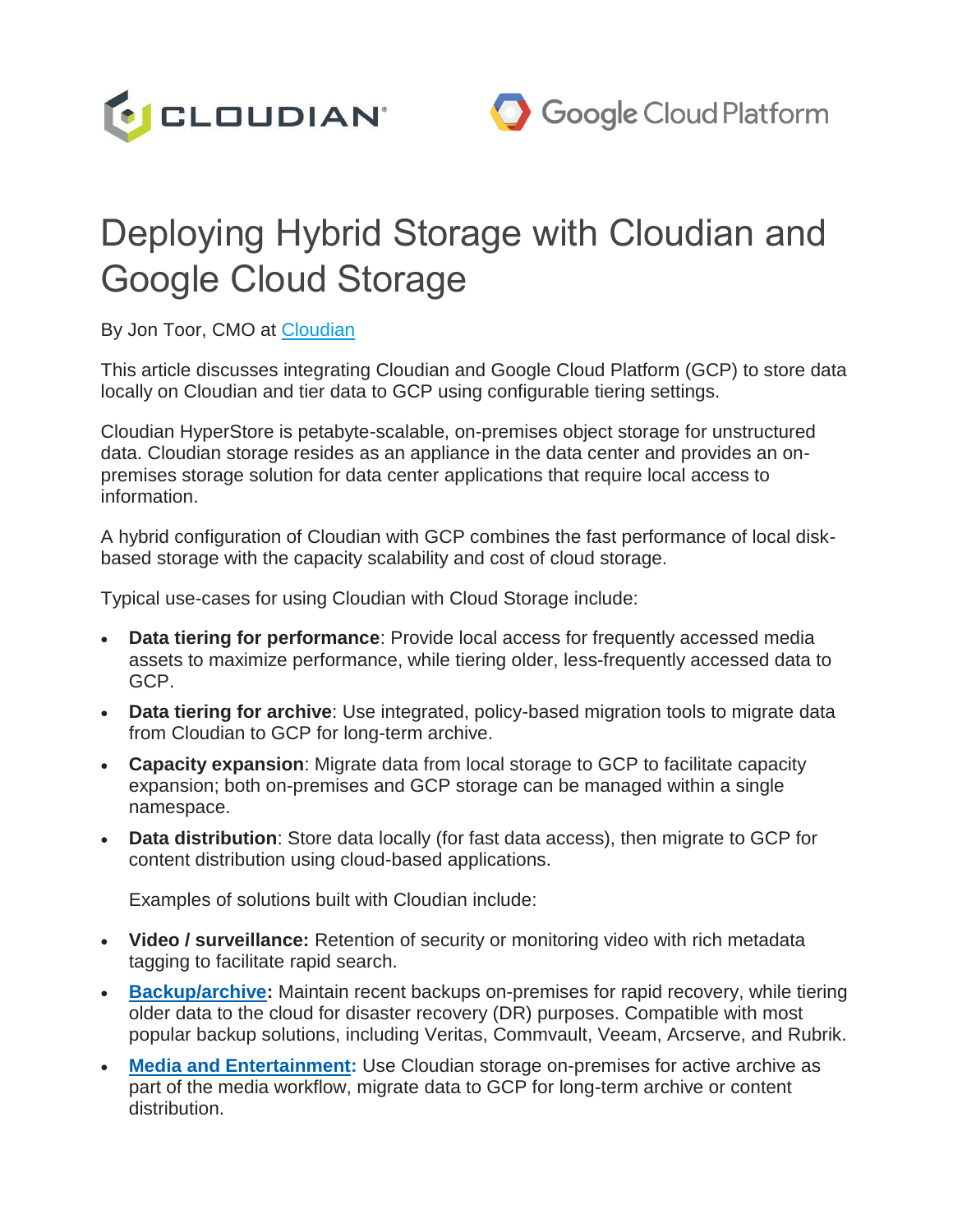# Deploying Hybrid Storage with Cloudian and Google Cloud Storage

By Jon Toor, CMO at [Cloudian](#)

This article discusses integrating Cloudian and Google Cloud Platform (GCP) to store data locally on Cloudian and tier data to GCP using configurable tiering settings.

Cloudian HyperStore is petabyte-scalable, on-premises object storage for unstructured data. Cloudian storage resides as an appliance in the data center and provides an on-premises storage solution for data center applications that require local access to information.

A hybrid configuration of Cloudian with GCP combines the fast performance of local disk-based storage with the capacity scalability and cost of cloud storage.

Typical use-cases for using Cloudian with Cloud Storage include:

- **Data tiering for performance**: Provide local access for frequently accessed media assets to maximize performance, while tiering older, less-frequently accessed data to GCP.
- **Data tiering for archive**: Use integrated, policy-based migration tools to migrate data from Cloudian to GCP for long-term archive.
- **Capacity expansion**: Migrate data from local storage to GCP to facilitate capacity expansion; both on-premises and GCP storage can be managed within a single namespace.
- **Data distribution**: Store data locally (for fast data access), then migrate to GCP for content distribution using cloud-based applications.

  Examples of solutions built with Cloudian include:

- **Video / surveillance:** Retention of security or monitoring video with rich metadata tagging to facilitate rapid search.
- **Backup/archive:** Maintain recent backups on-premises for rapid recovery, while tiering older data to the cloud for disaster recovery (DR) purposes. Compatible with most popular backup solutions, including Veritas, Commvault, Veeam, Arcserve, and Rubrik.
- **Media and Entertainment:** Use Cloudian storage on-premises for active archive as part of the media workflow, migrate data to GCP for long-term archive or content distribution.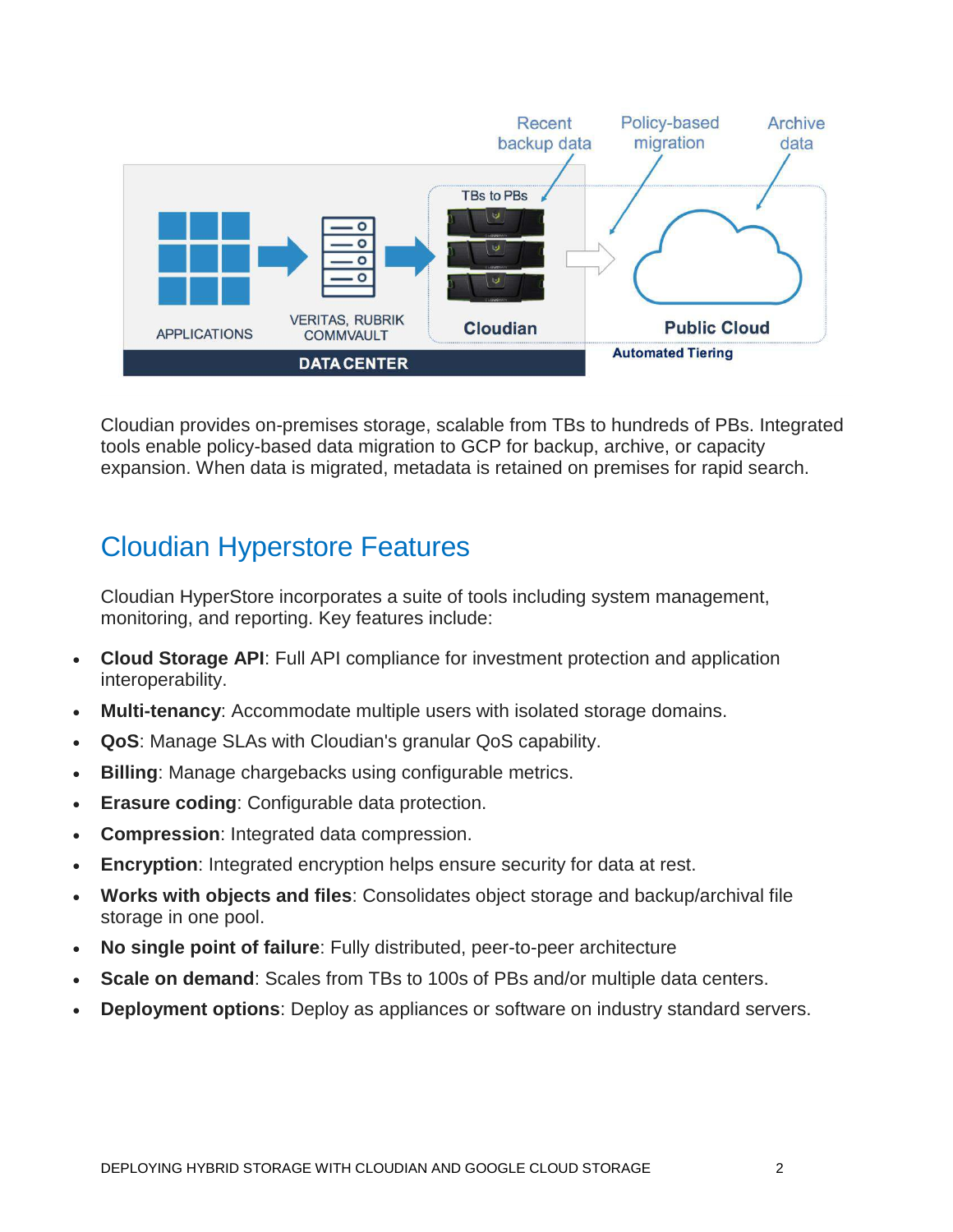Cloudian provides on-premises storage, scalable from TBs to hundreds of PBs. Integrated tools enable policy-based data migration to GCP for backup, archive, or capacity expansion. When data is migrated, metadata is retained on premises for rapid search.

## Cloudian Hyperstore Features

Cloudian HyperStore incorporates a suite of tools including system management, monitoring, and reporting. Key features include:

- **Cloud Storage API**: Full API compliance for investment protection and application interoperability.
- **Multi-tenancy**: Accommodate multiple users with isolated storage domains.
- **QoS**: Manage SLAs with Cloudian's granular QoS capability.
- **Billing**: Manage chargebacks using configurable metrics.
- **Erasure coding**: Configurable data protection.
- **Compression**: Integrated data compression.
- **Encryption**: Integrated encryption helps ensure security for data at rest.
- **Works with objects and files**: Consolidates object storage and backup/archival file storage in one pool.
- **No single point of failure**: Fully distributed, peer-to-peer architecture
- **Scale on demand**: Scales from TBs to 100s of PBs and/or multiple data centers.
- **Deployment options**: Deploy as appliances or software on industry standard servers.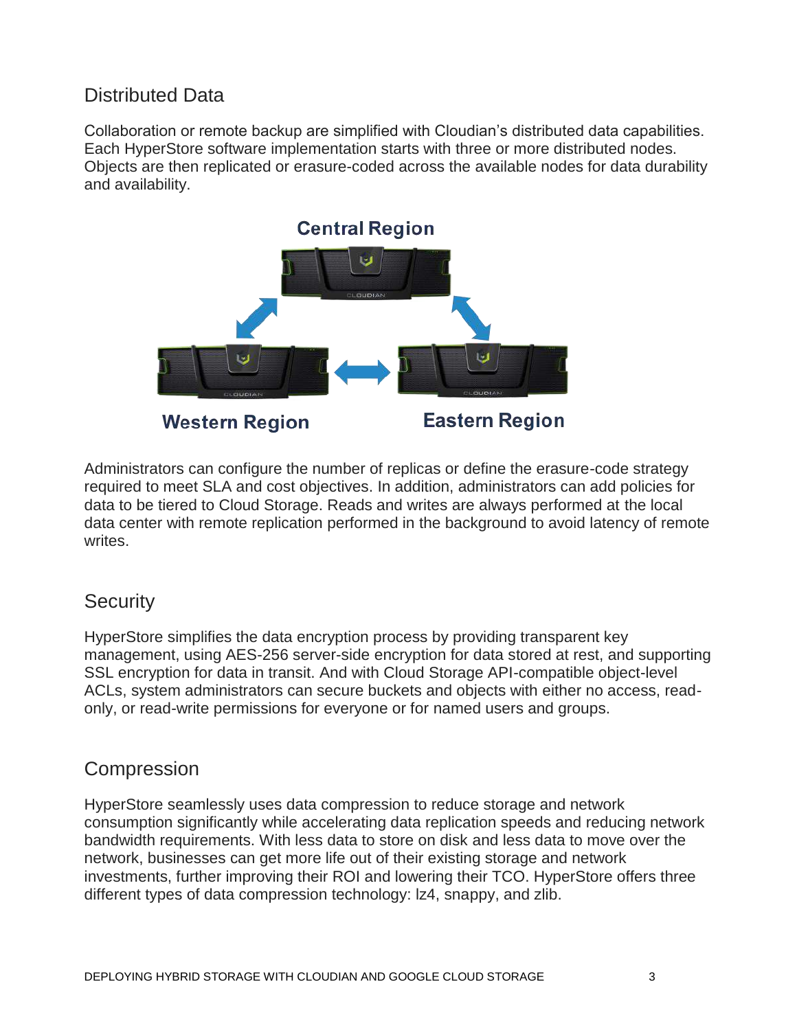## Distributed Data

Collaboration or remote backup are simplified with Cloudian's distributed data capabilities. Each HyperStore software implementation starts with three or more distributed nodes. Objects are then replicated or erasure-coded across the available nodes for data durability and availability.

Administrators can configure the number of replicas or define the erasure-code strategy required to meet SLA and cost objectives. In addition, administrators can add policies for data to be tiered to Cloud Storage. Reads and writes are always performed at the local data center with remote replication performed in the background to avoid latency of remote writes.

## Security

HyperStore simplifies the data encryption process by providing transparent key management, using AES-256 server-side encryption for data stored at rest, and supporting SSL encryption for data in transit. And with Cloud Storage API-compatible object-level ACLs, system administrators can secure buckets and objects with either no access, read-only, or read-write permissions for everyone or for named users and groups.

## Compression

HyperStore seamlessly uses data compression to reduce storage and network consumption significantly while accelerating data replication speeds and reducing network bandwidth requirements. With less data to store on disk and less data to move over the network, businesses can get more life out of their existing storage and network investments, further improving their ROI and lowering their TCO. HyperStore offers three different types of data compression technology: lz4, snappy, and zlib.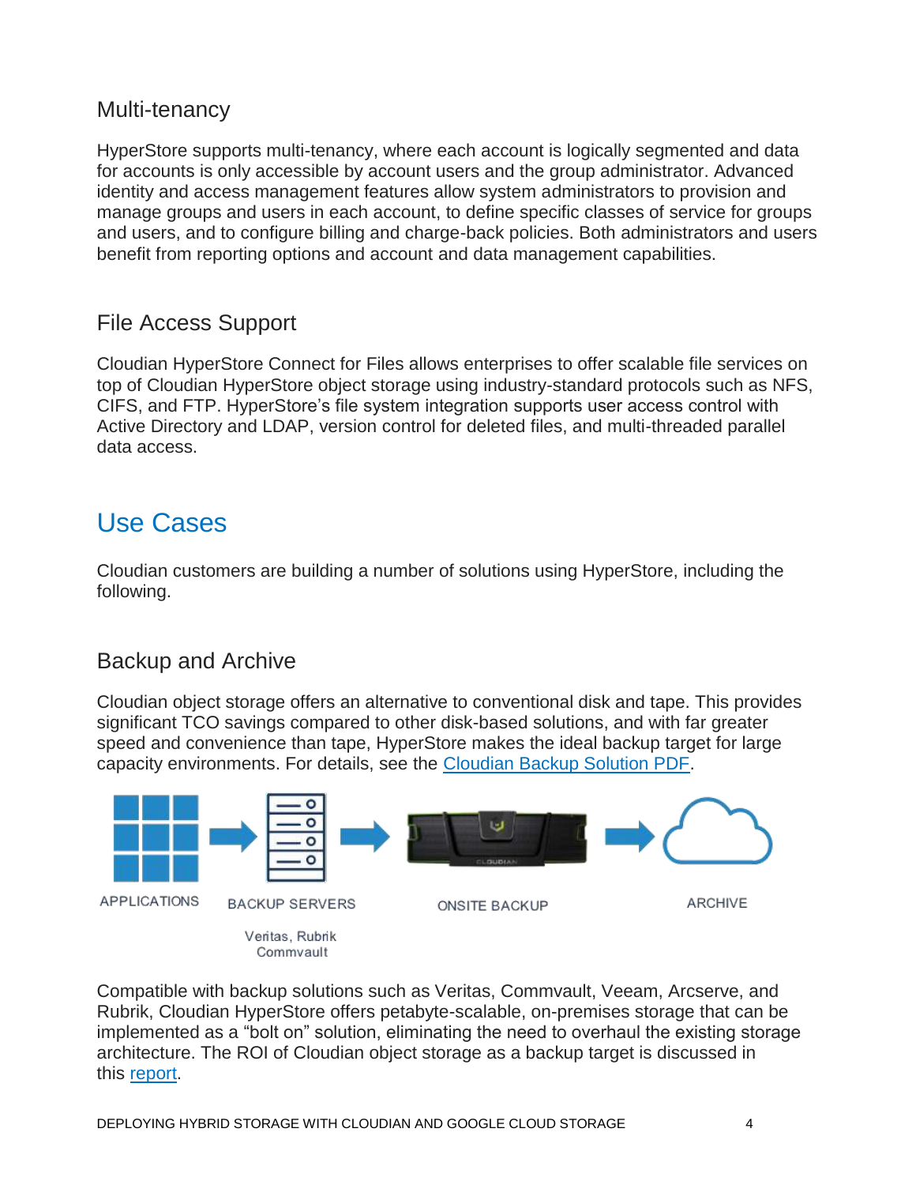### Multi-tenancy

HyperStore supports multi-tenancy, where each account is logically segmented and data for accounts is only accessible by account users and the group administrator. Advanced identity and access management features allow system administrators to provision and manage groups and users in each account, to define specific classes of service for groups and users, and to configure billing and charge-back policies. Both administrators and users benefit from reporting options and account and data management capabilities.

### File Access Support

Cloudian HyperStore Connect for Files allows enterprises to offer scalable file services on top of Cloudian HyperStore object storage using industry-standard protocols such as NFS, CIFS, and FTP. HyperStore's file system integration supports user access control with Active Directory and LDAP, version control for deleted files, and multi-threaded parallel data access.

## Use Cases

Cloudian customers are building a number of solutions using HyperStore, including the following.

### Backup and Archive

Cloudian object storage offers an alternative to conventional disk and tape. This provides significant TCO savings compared to other disk-based solutions, and with far greater speed and convenience than tape, HyperStore makes the ideal backup target for large capacity environments. For details, see the [Cloudian Backup Solution PDF](#).

APPLICATIONS → BACKUP SERVERS → ONSITE BACKUP → ARCHIVE

Veritas, Rubrik
Commvault

Compatible with backup solutions such as Veritas, Commvault, Veeam, Arcserve, and Rubrik, Cloudian HyperStore offers petabyte-scalable, on-premises storage that can be implemented as a "bolt on" solution, eliminating the need to overhaul the existing storage architecture. The ROI of Cloudian object storage as a backup target is discussed in this [report](#).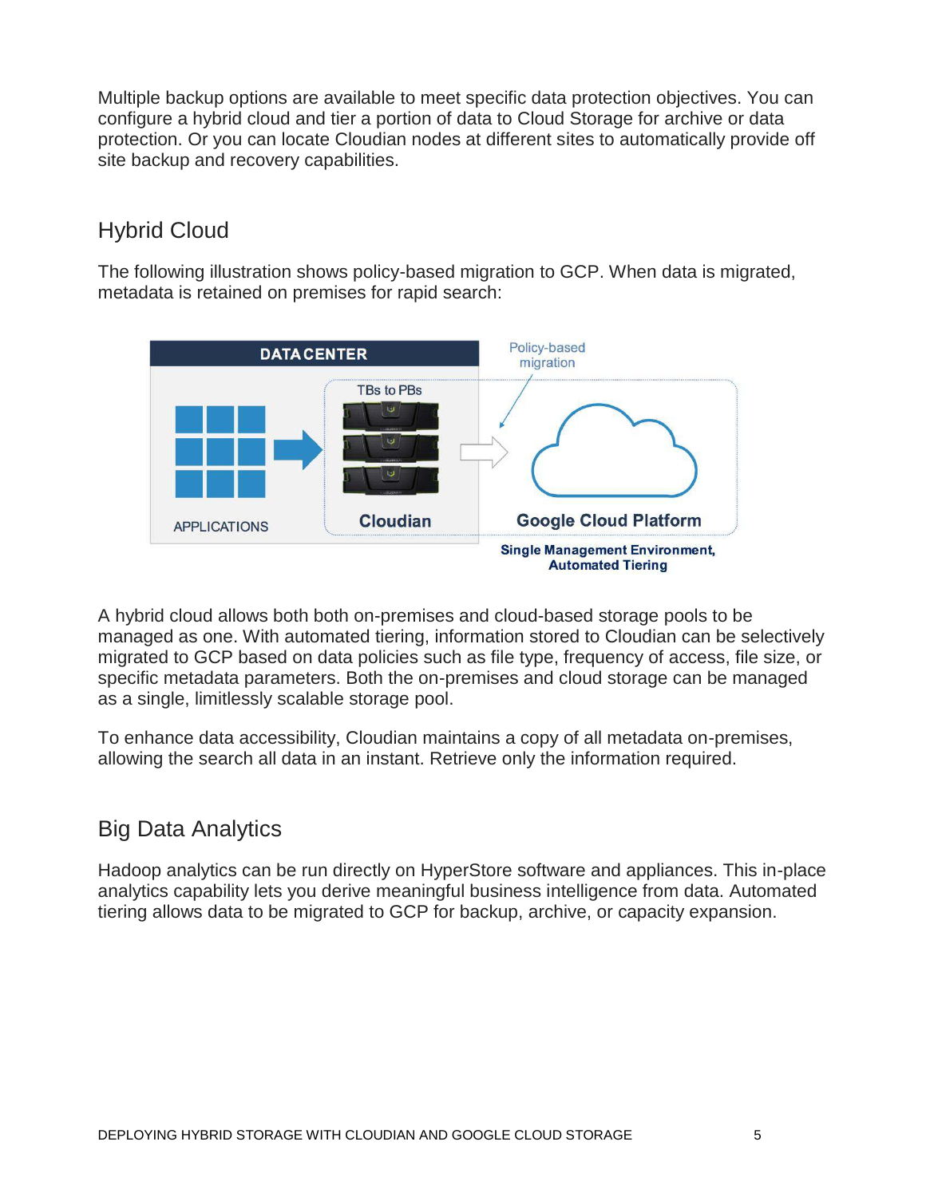Multiple backup options are available to meet specific data protection objectives. You can configure a hybrid cloud and tier a portion of data to Cloud Storage for archive or data protection. Or you can locate Cloudian nodes at different sites to automatically provide off site backup and recovery capabilities.

## Hybrid Cloud

The following illustration shows policy-based migration to GCP. When data is migrated, metadata is retained on premises for rapid search:

A hybrid cloud allows both both on-premises and cloud-based storage pools to be managed as one. With automated tiering, information stored to Cloudian can be selectively migrated to GCP based on data policies such as file type, frequency of access, file size, or specific metadata parameters. Both the on-premises and cloud storage can be managed as a single, limitlessly scalable storage pool.

To enhance data accessibility, Cloudian maintains a copy of all metadata on-premises, allowing the search all data in an instant. Retrieve only the information required.

## Big Data Analytics

Hadoop analytics can be run directly on HyperStore software and appliances. This in-place analytics capability lets you derive meaningful business intelligence from data. Automated tiering allows data to be migrated to GCP for backup, archive, or capacity expansion.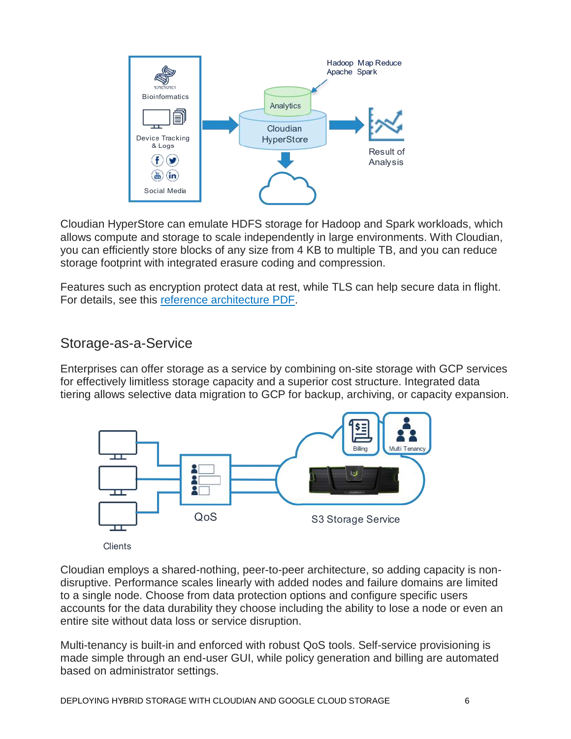Cloudian HyperStore can emulate HDFS storage for Hadoop and Spark workloads, which allows compute and storage to scale independently in large environments. With Cloudian, you can efficiently store blocks of any size from 4 KB to multiple TB, and you can reduce storage footprint with integrated erasure coding and compression.

Features such as encryption protect data at rest, while TLS can help secure data in flight. For details, see this reference architecture PDF.

## Storage-as-a-Service

Enterprises can offer storage as a service by combining on-site storage with GCP services for effectively limitless storage capacity and a superior cost structure. Integrated data tiering allows selective data migration to GCP for backup, archiving, or capacity expansion.

Cloudian employs a shared-nothing, peer-to-peer architecture, so adding capacity is non-disruptive. Performance scales linearly with added nodes and failure domains are limited to a single node. Choose from data protection options and configure specific users accounts for the data durability they choose including the ability to lose a node or even an entire site without data loss or service disruption.

Multi-tenancy is built-in and enforced with robust QoS tools. Self-service provisioning is made simple through an end-user GUI, while policy generation and billing are automated based on administrator settings.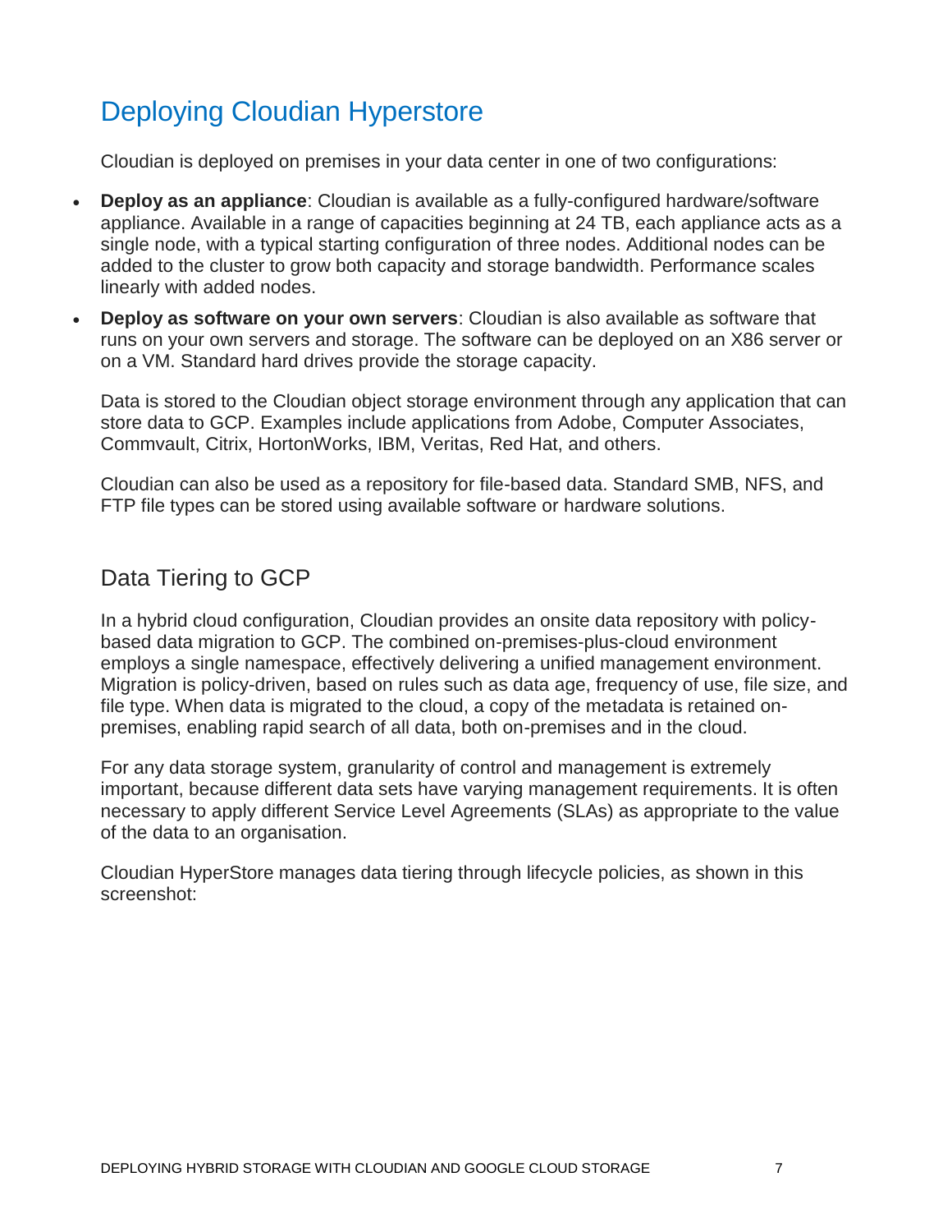# Deploying Cloudian Hyperstore

Cloudian is deployed on premises in your data center in one of two configurations:

- **Deploy as an appliance**: Cloudian is available as a fully-configured hardware/software appliance. Available in a range of capacities beginning at 24 TB, each appliance acts as a single node, with a typical starting configuration of three nodes. Additional nodes can be added to the cluster to grow both capacity and storage bandwidth. Performance scales linearly with added nodes.
- **Deploy as software on your own servers**: Cloudian is also available as software that runs on your own servers and storage. The software can be deployed on an X86 server or on a VM. Standard hard drives provide the storage capacity.

Data is stored to the Cloudian object storage environment through any application that can store data to GCP. Examples include applications from Adobe, Computer Associates, Commvault, Citrix, HortonWorks, IBM, Veritas, Red Hat, and others.

Cloudian can also be used as a repository for file-based data. Standard SMB, NFS, and FTP file types can be stored using available software or hardware solutions.

## Data Tiering to GCP

In a hybrid cloud configuration, Cloudian provides an onsite data repository with policy-based data migration to GCP. The combined on-premises-plus-cloud environment employs a single namespace, effectively delivering a unified management environment. Migration is policy-driven, based on rules such as data age, frequency of use, file size, and file type. When data is migrated to the cloud, a copy of the metadata is retained on-premises, enabling rapid search of all data, both on-premises and in the cloud.

For any data storage system, granularity of control and management is extremely important, because different data sets have varying management requirements. It is often necessary to apply different Service Level Agreements (SLAs) as appropriate to the value of the data to an organisation.

Cloudian HyperStore manages data tiering through lifecycle policies, as shown in this screenshot: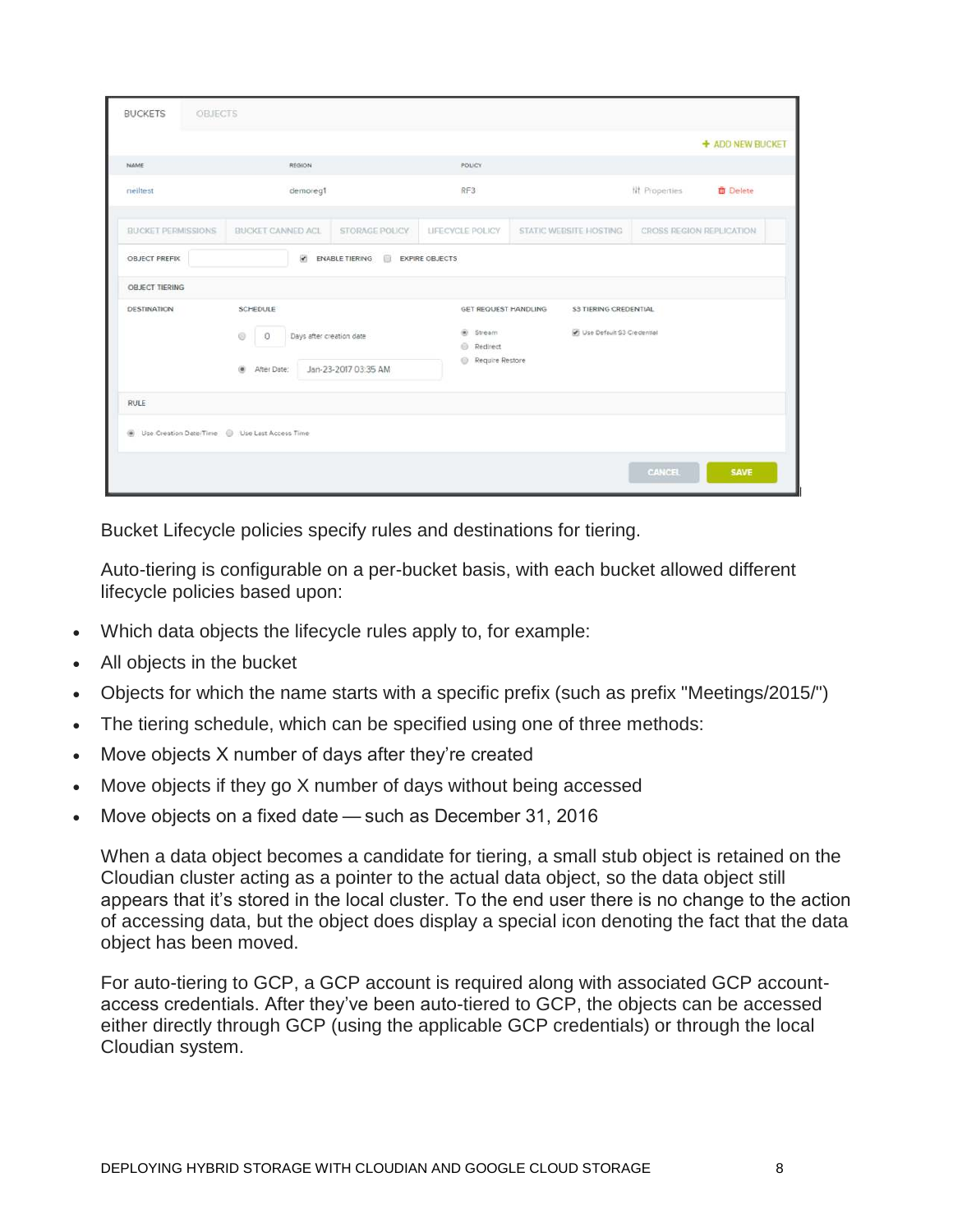Bucket Lifecycle policies specify rules and destinations for tiering.

Auto-tiering is configurable on a per-bucket basis, with each bucket allowed different lifecycle policies based upon:

- Which data objects the lifecycle rules apply to, for example:
- All objects in the bucket
- Objects for which the name starts with a specific prefix (such as prefix "Meetings/2015/")
- The tiering schedule, which can be specified using one of three methods:
- Move objects X number of days after they're created
- Move objects if they go X number of days without being accessed
- Move objects on a fixed date — such as December 31, 2016

When a data object becomes a candidate for tiering, a small stub object is retained on the Cloudian cluster acting as a pointer to the actual data object, so the data object still appears that it's stored in the local cluster. To the end user there is no change to the action of accessing data, but the object does display a special icon denoting the fact that the data object has been moved.

For auto-tiering to GCP, a GCP account is required along with associated GCP account-access credentials. After they've been auto-tiered to GCP, the objects can be accessed either directly through GCP (using the applicable GCP credentials) or through the local Cloudian system.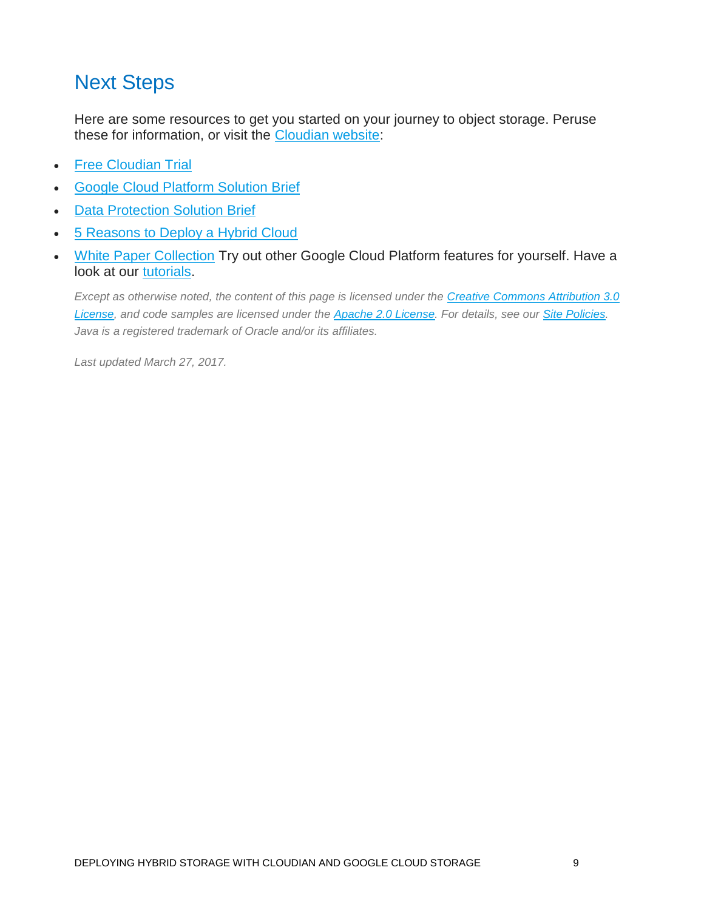# Next Steps

Here are some resources to get you started on your journey to object storage. Peruse these for information, or visit the Cloudian website:

- Free Cloudian Trial
- Google Cloud Platform Solution Brief
- Data Protection Solution Brief
- 5 Reasons to Deploy a Hybrid Cloud
- White Paper Collection Try out other Google Cloud Platform features for yourself. Have a look at our tutorials.

*Except as otherwise noted, the content of this page is licensed under the Creative Commons Attribution 3.0 License, and code samples are licensed under the Apache 2.0 License. For details, see our Site Policies. Java is a registered trademark of Oracle and/or its affiliates.*

*Last updated March 27, 2017.*